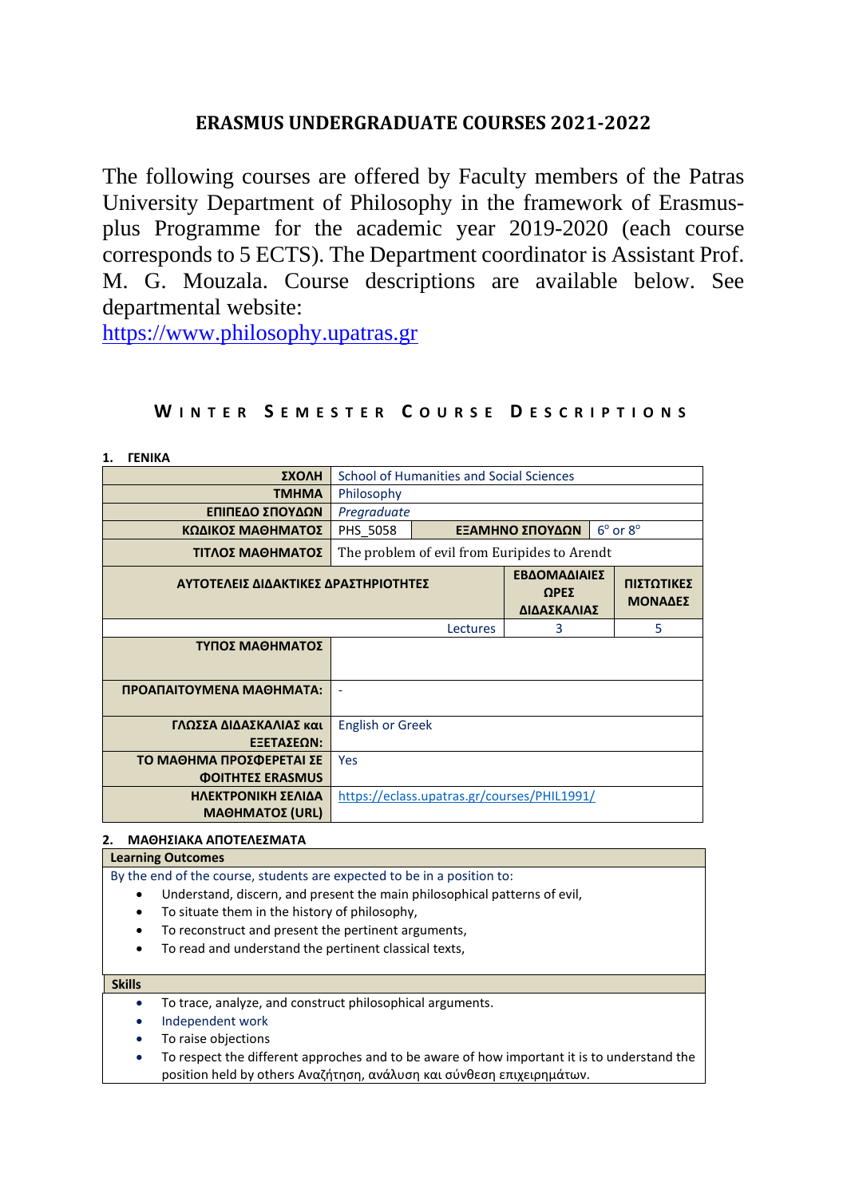# ERASMUS UNDERGRADUATE COURSES 2021-2022

The following courses are offered by Faculty members of the Patras University Department of Philosophy in the framework of Erasmus-plus Programme for the academic year 2019-2020 (each course corresponds to 5 ECTS). The Department coordinator is Assistant Prof. M. G. Mouzala. Course descriptions are available below. See departmental website:
https://www.philosophy.upatras.gr

## WINTER SEMESTER COURSE DESCRIPTIONS

**1. ΓΕΝΙΚΑ**

| | | | |
|---|---|---|---|
| **ΣΧΟΛΗ** | School of Humanities and Social Sciences | | |
| **ΤΜΗΜΑ** | Philosophy | | |
| **ΕΠΙΠΕΔΟ ΣΠΟΥΔΩΝ** | *Pregraduate* | | |
| **ΚΩΔΙΚΟΣ ΜΑΘΗΜΑΤΟΣ** | PHS_5058 | **ΕΞΑΜΗΝΟ ΣΠΟΥΔΩΝ** | 6° or 8° |
| **ΤΙΤΛΟΣ ΜΑΘΗΜΑΤΟΣ** | The problem of evil from Euripides to Arendt | | |
| **ΑΥΤΟΤΕΛΕΙΣ ΔΙΔΑΚΤΙΚΕΣ ΔΡΑΣΤΗΡΙΟΤΗΤΕΣ** | | **ΕΒΔΟΜΑΔΙΑΙΕΣ ΩΡΕΣ ΔΙΔΑΣΚΑΛΙΑΣ** | **ΠΙΣΤΩΤΙΚΕΣ ΜΟΝΑΔΕΣ** |
| Lectures | | 3 | 5 |
| **ΤΥΠΟΣ ΜΑΘΗΜΑΤΟΣ** | | | |
| **ΠΡΟΑΠΑΙΤΟΥΜΕΝΑ ΜΑΘΗΜΑΤΑ:** | - | | |
| **ΓΛΩΣΣΑ ΔΙΔΑΣΚΑΛΙΑΣ και ΕΞΕΤΑΣΕΩΝ:** | English or Greek | | |
| **ΤΟ ΜΑΘΗΜΑ ΠΡΟΣΦΕΡΕΤΑΙ ΣΕ ΦΟΙΤΗΤΕΣ ERASMUS** | Yes | | |
| **ΗΛΕΚΤΡΟΝΙΚΗ ΣΕΛΙΔΑ ΜΑΘΗΜΑΤΟΣ (URL)** | https://eclass.upatras.gr/courses/PHIL1991/ | | |

**2. ΜΑΘΗΣΙΑΚΑ ΑΠΟΤΕΛΕΣΜΑΤΑ**

**Learning Outcomes**

By the end of the course, students are expected to be in a position to:

- Understand, discern, and present the main philosophical patterns of evil,
- To situate them in the history of philosophy,
- To reconstruct and present the pertinent arguments,
- To read and understand the pertinent classical texts,

**Skills**

- To trace, analyze, and construct philosophical arguments.
- Independent work
- To raise objections
- To respect the different approches and to be aware of how important it is to understand the position held by others Αναζήτηση, ανάλυση και σύνθεση επιχειρημάτων.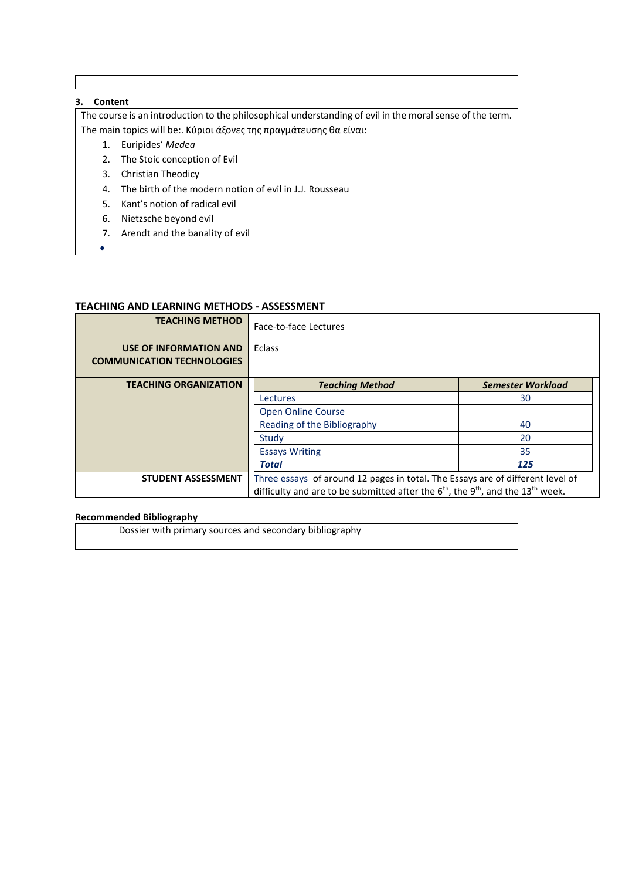### 3. Content

The course is an introduction to the philosophical understanding of evil in the moral sense of the term.
The main topics will be:. Κύριοι άξονες της πραγμάτευσης θα είναι:

1. Euripides' *Medea*
2. The Stoic conception of Evil
3. Christian Theodicy
4. The birth of the modern notion of evil in J.J. Rousseau
5. Kant's notion of radical evil
6. Nietzsche beyond evil
7. Arendt and the banality of evil

## TEACHING AND LEARNING METHODS - ASSESSMENT

| | | |
|---|---|---|
| **TEACHING METHOD** | Face-to-face Lectures | |
| **USE OF INFORMATION AND COMMUNICATION TECHNOLOGIES** | Eclass | |
| **TEACHING ORGANIZATION** | ***Teaching Method*** | ***Semester Workload*** |
| | Lectures | 30 |
| | Open Online Course | |
| | Reading of the Bibliography | 40 |
| | Study | 20 |
| | Essays Writing | 35 |
| | ***Total*** | ***125*** |
| **STUDENT ASSESSMENT** | Three essays of around 12 pages in total. The Essays are of different level of difficulty and are to be submitted after the 6th, the 9th, and the 13th week. | |

**Recommended Bibliography**

Dossier with primary sources and secondary bibliography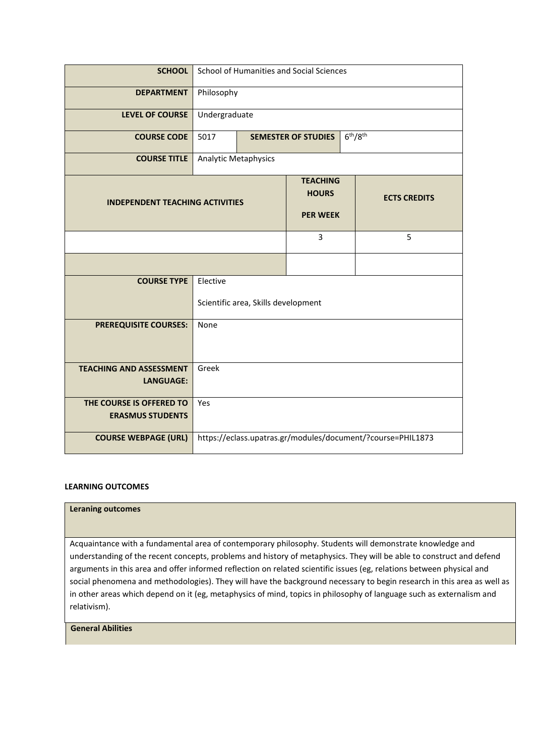| | | | | | |
|---|---|---|---|---|---|
| **SCHOOL** | School of Humanities and Social Sciences | | | | |
| **DEPARTMENT** | Philosophy | | | | |
| **LEVEL OF COURSE** | Undergraduate | | | | |
| **COURSE CODE** | 5017 | **SEMESTER OF STUDIES** | | 6th/8th | |
| **COURSE TITLE** | Analytic Metaphysics | | | | |
| **INDEPENDENT TEACHING ACTIVITIES** | | | **TEACHING HOURS PER WEEK** | | **ECTS CREDITS** |
| | | | 3 | | 5 |
| | | | | | |
| **COURSE TYPE** | Elective<br><br>Scientific area, Skills development | | | | |
| **PREREQUISITE COURSES:** | None | | | | |
| **TEACHING AND ASSESSMENT LANGUAGE:** | Greek | | | | |
| **THE COURSE IS OFFERED TO ERASMUS STUDENTS** | Yes | | | | |
| **COURSE WEBPAGE (URL)** | https://eclass.upatras.gr/modules/document/?course=PHIL1873 | | | | |

#### LEARNING OUTCOMES

| **Leraning outcomes** |
|---|
| Acquaintance with a fundamental area of contemporary philosophy. Students will demonstrate knowledge and understanding of the recent concepts, problems and history of metaphysics. They will be able to construct and defend arguments in this area and offer informed reflection on related scientific issues (eg, relations between physical and social phenomena and methodologies). They will have the background necessary to begin research in this area as well as in other areas which depend on it (eg, metaphysics of mind, topics in philosophy of language such as externalism and relativism). |
| **General Abilities** |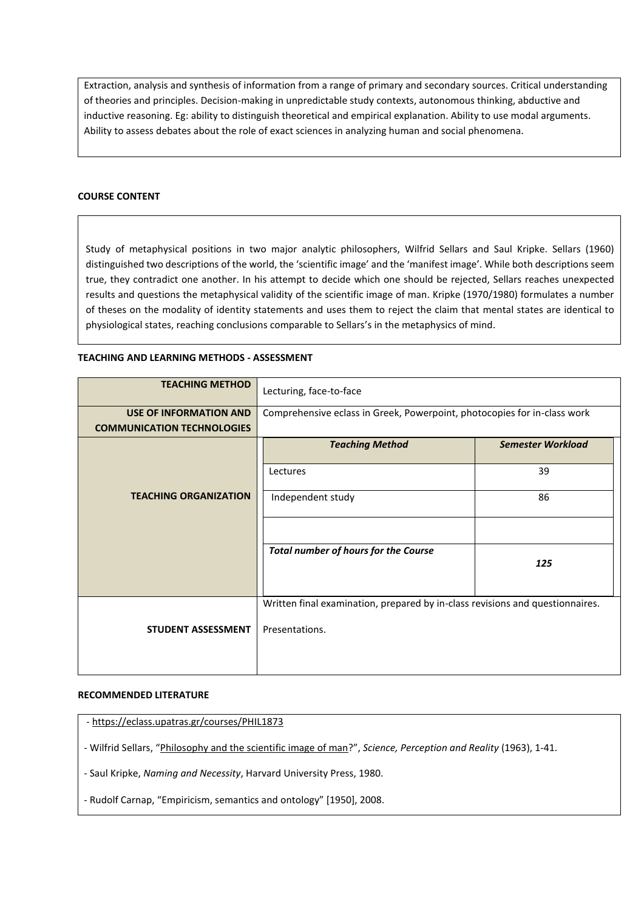Extraction, analysis and synthesis of information from a range of primary and secondary sources. Critical understanding of theories and principles. Decision-making in unpredictable study contexts, autonomous thinking, abductive and inductive reasoning. Eg: ability to distinguish theoretical and empirical explanation. Ability to use modal arguments. Ability to assess debates about the role of exact sciences in analyzing human and social phenomena.

**COURSE CONTENT**

Study of metaphysical positions in two major analytic philosophers, Wilfrid Sellars and Saul Kripke. Sellars (1960) distinguished two descriptions of the world, the 'scientific image' and the 'manifest image'. While both descriptions seem true, they contradict one another. In his attempt to decide which one should be rejected, Sellars reaches unexpected results and questions the metaphysical validity of the scientific image of man. Kripke (1970/1980) formulates a number of theses on the modality of identity statements and uses them to reject the claim that mental states are identical to physiological states, reaching conclusions comparable to Sellars's in the metaphysics of mind.

**TEACHING AND LEARNING METHODS - ASSESSMENT**

| | | |
|---|---|---|
| **TEACHING METHOD** | Lecturing, face-to-face | |
| **USE OF INFORMATION AND COMMUNICATION TECHNOLOGIES** | Comprehensive eclass in Greek, Powerpoint, photocopies for in-class work | |
| **TEACHING ORGANIZATION** | ***Teaching Method*** | ***Semester Workload*** |
| | Lectures | 39 |
| | Independent study | 86 |
| | | |
| | ***Total number of hours for the Course*** | ***125*** |
| **STUDENT ASSESSMENT** | Written final examination, prepared by in-class revisions and questionnaires.<br><br>Presentations. | |

**RECOMMENDED LITERATURE**

- https://eclass.upatras.gr/courses/PHIL1873
- Wilfrid Sellars, "Philosophy and the scientific image of man?", *Science, Perception and Reality* (1963), 1-41.
- Saul Kripke, *Naming and Necessity*, Harvard University Press, 1980.
- Rudolf Carnap, "Empiricism, semantics and ontology" [1950], 2008.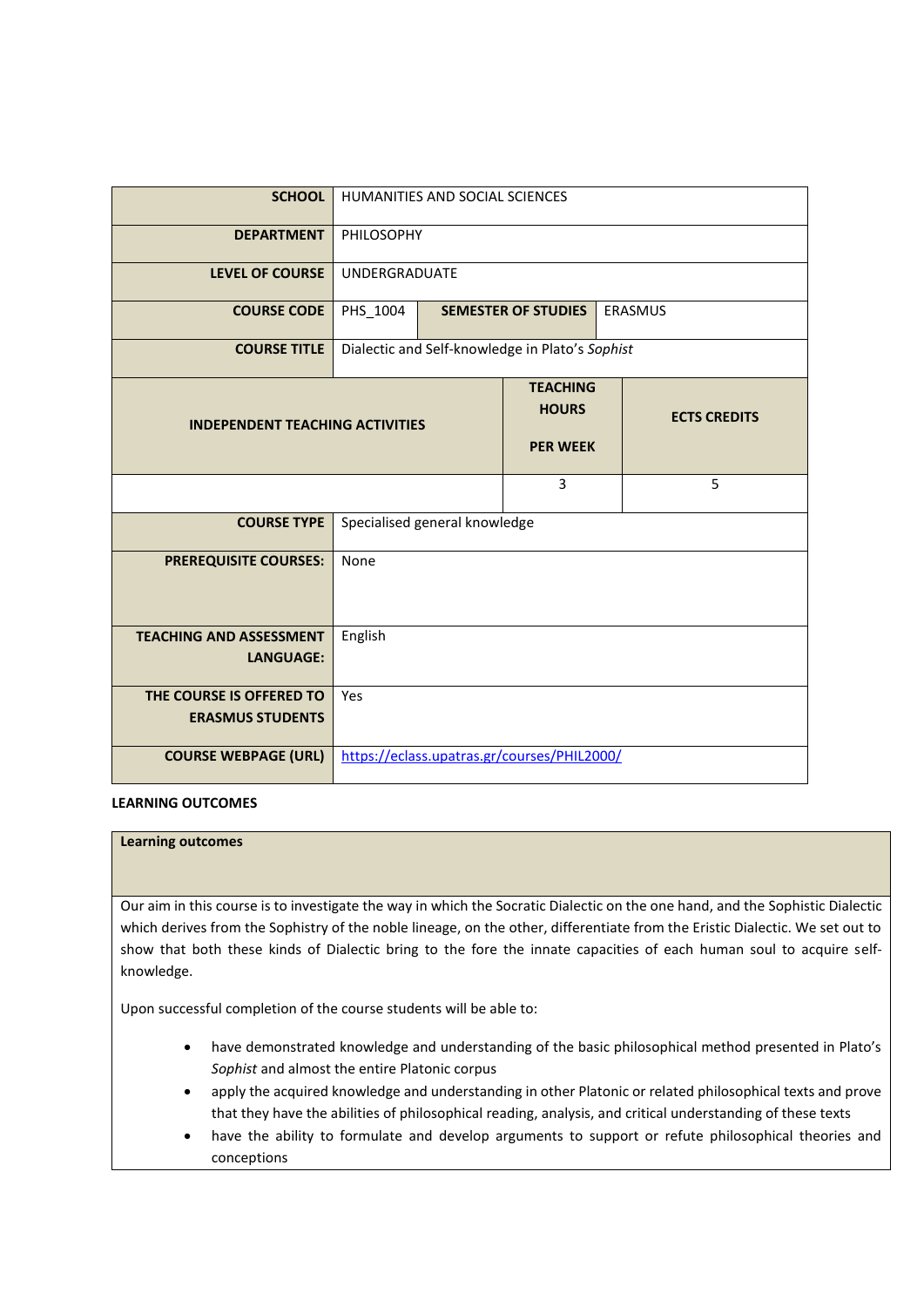| | | | | | |
|---|---|---|---|---|---|
| **SCHOOL** | HUMANITIES AND SOCIAL SCIENCES | | | | |
| **DEPARTMENT** | PHILOSOPHY | | | | |
| **LEVEL OF COURSE** | UNDERGRADUATE | | | | |
| **COURSE CODE** | PHS_1004 | **SEMESTER OF STUDIES** | | ERASMUS | |
| **COURSE TITLE** | Dialectic and Self-knowledge in Plato's *Sophist* | | | | |
| **INDEPENDENT TEACHING ACTIVITIES** | | | **TEACHING HOURS PER WEEK** | **ECTS CREDITS** | |
| | | | 3 | 5 | |
| **COURSE TYPE** | Specialised general knowledge | | | | |
| **PREREQUISITE COURSES:** | None | | | | |
| **TEACHING AND ASSESSMENT LANGUAGE:** | English | | | | |
| **THE COURSE IS OFFERED TO ERASMUS STUDENTS** | Yes | | | | |
| **COURSE WEBPAGE (URL)** | https://eclass.upatras.gr/courses/PHIL2000/ | | | | |

**LEARNING OUTCOMES**

| **Learning outcomes** |
|---|
| Our aim in this course is to investigate the way in which the Socratic Dialectic on the one hand, and the Sophistic Dialectic which derives from the Sophistry of the noble lineage, on the other, differentiate from the Eristic Dialectic. We set out to show that both these kinds of Dialectic bring to the fore the innate capacities of each human soul to acquire self-knowledge.<br><br>Upon successful completion of the course students will be able to:<br><br>• have demonstrated knowledge and understanding of the basic philosophical method presented in Plato's *Sophist* and almost the entire Platonic corpus<br>• apply the acquired knowledge and understanding in other Platonic or related philosophical texts and prove that they have the abilities of philosophical reading, analysis, and critical understanding of these texts<br>• have the ability to formulate and develop arguments to support or refute philosophical theories and conceptions |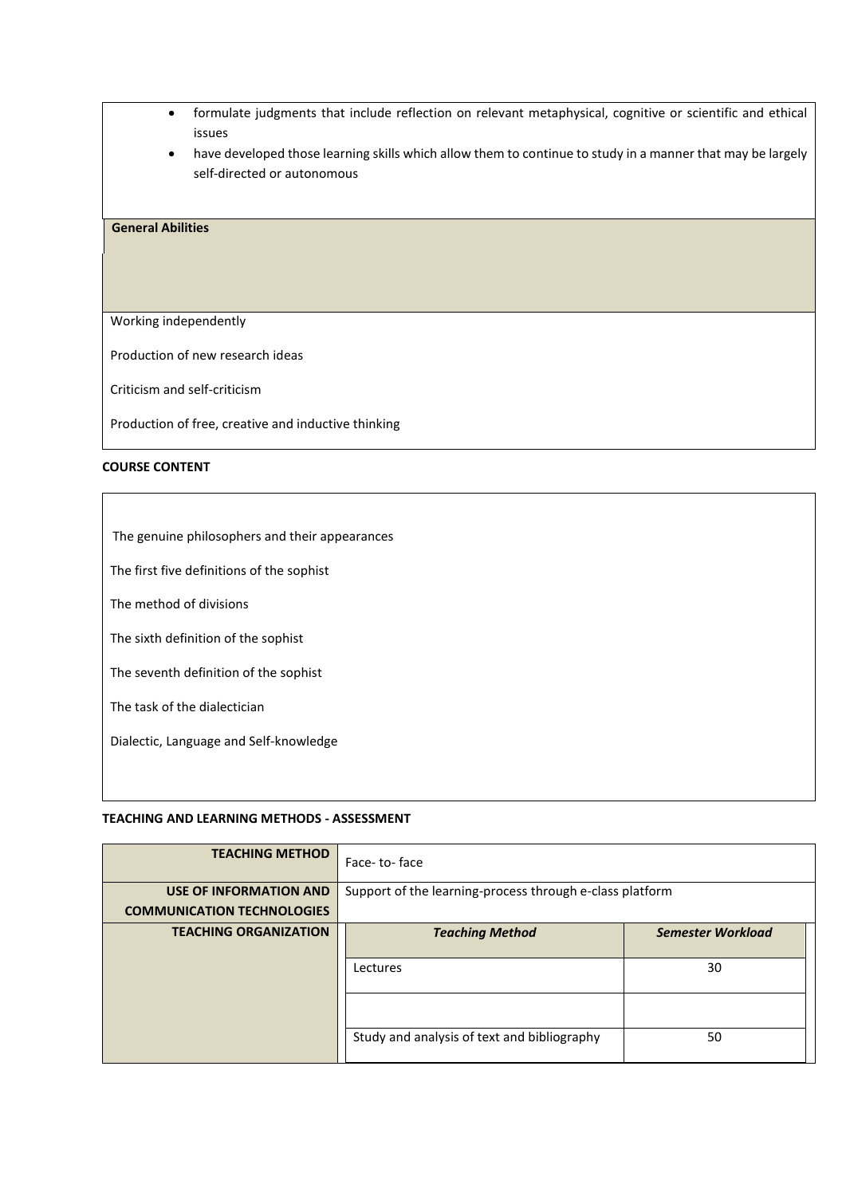- formulate judgments that include reflection on relevant metaphysical, cognitive or scientific and ethical issues
- have developed those learning skills which allow them to continue to study in a manner that may be largely self-directed or autonomous

**General Abilities**

Working independently

Production of new research ideas

Criticism and self-criticism

Production of free, creative and inductive thinking

**COURSE CONTENT**

The genuine philosophers and their appearances

The first five definitions of the sophist

The method of divisions

The sixth definition of the sophist

The seventh definition of the sophist

The task of the dialectician

Dialectic, Language and Self-knowledge

**TEACHING AND LEARNING METHODS - ASSESSMENT**

| | | |
|---|---|---|
| **TEACHING METHOD** | Face- to- face | |
| **USE OF INFORMATION AND COMMUNICATION TECHNOLOGIES** | Support of the learning-process through e-class platform | |
| **TEACHING ORGANIZATION** | ***Teaching Method*** | ***Semester Workload*** |
| | Lectures | 30 |
| | | |
| | Study and analysis of text and bibliography | 50 |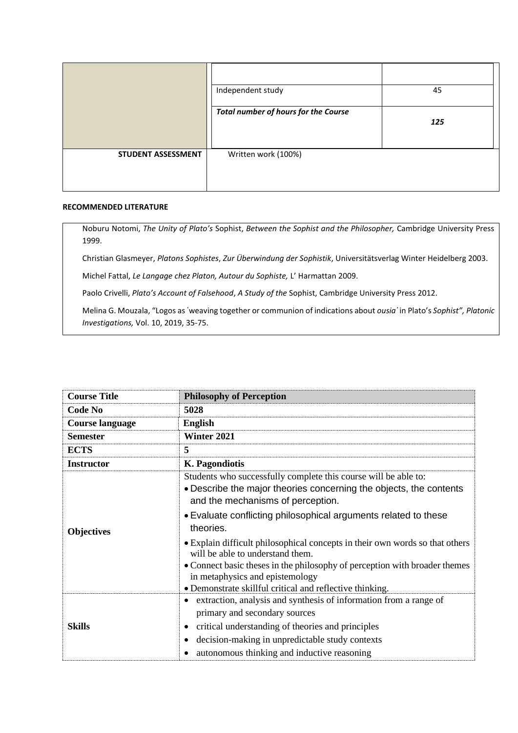| | | |
|---|---|---|
| | | |
| | Independent study | 45 |
| | ***Total number of hours for the Course*** | ***125*** |
| **STUDENT ASSESSMENT** | Written work (100%) | |

**RECOMMENDED LITERATURE**

Noburu Notomi, *The Unity of Plato's* Sophist, *Between the Sophist and the Philosopher,* Cambridge University Press 1999.

Christian Glasmeyer, *Platons Sophistes*, *Zur Überwindung der Sophistik*, Universitätsverlag Winter Heidelberg 2003.

Michel Fattal, *Le Langage chez Platon, Autour du Sophiste,* L' Harmattan 2009.

Paolo Crivelli, *Plato's Account of Falsehood*, *A Study of the* Sophist, Cambridge University Press 2012.

Melina G. Mouzala, "Logos as ʹweaving together or communion of indications about *ousia*ʹ in Plato's *Sophist", Platonic Investigations,* Vol. 10, 2019, 35-75.

| **Course Title** | **Philosophy of Perception** |
|---|---|
| **Code No** | **5028** |
| **Course language** | **English** |
| **Semester** | **Winter 2021** |
| **ECTS** | **5** |
| **Instructor** | **K. Pagondiotis** |
| **Objectives** | Students who successfully complete this course will be able to:<br>• Describe the major theories concerning the objects, the contents and the mechanisms of perception.<br>• Evaluate conflicting philosophical arguments related to these theories.<br>• Explain difficult philosophical concepts in their own words so that others will be able to understand them.<br>• Connect basic theses in the philosophy of perception with broader themes in metaphysics and epistemology<br>• Demonstrate skillful critical and reflective thinking. |
| **Skills** | • extraction, analysis and synthesis of information from a range of primary and secondary sources<br>• critical understanding of theories and principles<br>• decision-making in unpredictable study contexts<br>• autonomous thinking and inductive reasoning |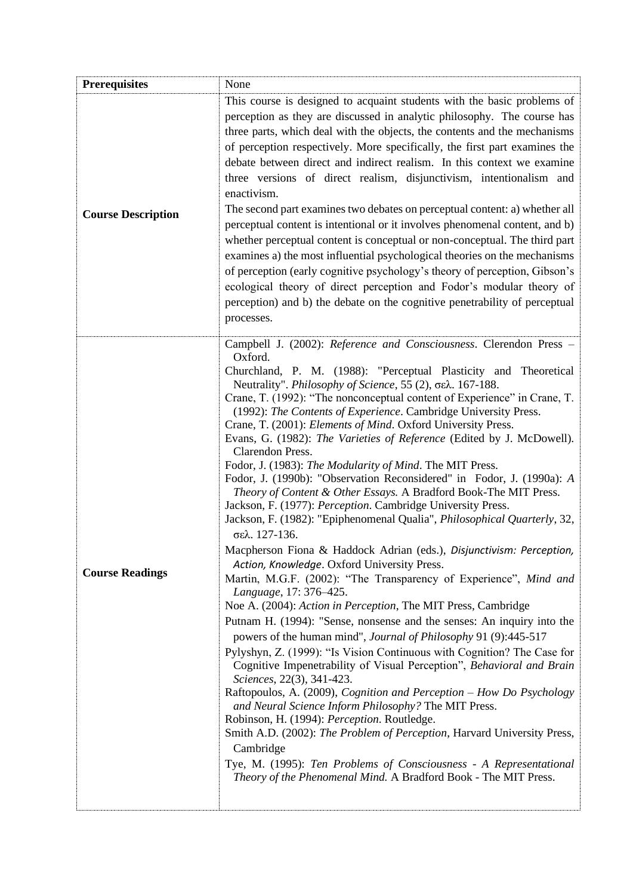| | |
|---|---|
| **Prerequisites** | None |
| **Course Description** | This course is designed to acquaint students with the basic problems of perception as they are discussed in analytic philosophy. The course has three parts, which deal with the objects, the contents and the mechanisms of perception respectively. More specifically, the first part examines the debate between direct and indirect realism. In this context we examine three versions of direct realism, disjunctivism, intentionalism and enactivism.<br>The second part examines two debates on perceptual content: a) whether all perceptual content is intentional or it involves phenomenal content, and b) whether perceptual content is conceptual or non-conceptual. The third part examines a) the most influential psychological theories on the mechanisms of perception (early cognitive psychology's theory of perception, Gibson's ecological theory of direct perception and Fodor's modular theory of perception) and b) the debate on the cognitive penetrability of perceptual processes. |
| **Course Readings** | Campbell J. (2002): *Reference and Consciousness*. Clerendon Press – Oxford.<br>Churchland, P. M. (1988): "Perceptual Plasticity and Theoretical Neutrality". *Philosophy of Science*, 55 (2), σελ. 167-188.<br>Crane, T. (1992): "The nonconceptual content of Experience" in Crane, T. (1992): *The Contents of Experience*. Cambridge University Press.<br>Crane, T. (2001): *Elements of Mind*. Oxford University Press.<br>Evans, G. (1982): *The Varieties of Reference* (Edited by J. McDowell). Clarendon Press.<br>Fodor, J. (1983): *The Modularity of Mind*. The MIT Press.<br>Fodor, J. (1990b): "Observation Reconsidered" in Fodor, J. (1990a): *A Theory of Content & Other Essays.* A Bradford Book-The MIT Press.<br>Jackson, F. (1977): *Perception*. Cambridge University Press.<br>Jackson, F. (1982): "Epiphenomenal Qualia", *Philosophical Quarterly*, 32, σελ. 127-136.<br>Macpherson Fiona & Haddock Adrian (eds.), *Disjunctivism: Perception, Action, Knowledge*. Oxford University Press.<br>Martin, M.G.F. (2002): "The Transparency of Experience", *Mind and Language*, 17: 376–425.<br>Noe A. (2004): *Action in Perception*, The MIT Press, Cambridge<br>Putnam H. (1994): "Sense, nonsense and the senses: An inquiry into the powers of the human mind", *Journal of Philosophy* 91 (9):445-517<br>Pylyshyn, Z. (1999): "Is Vision Continuous with Cognition? The Case for Cognitive Impenetrability of Visual Perception", *Behavioral and Brain Sciences*, 22(3), 341-423.<br>Raftopoulos, A. (2009), *Cognition and Perception – How Do Psychology and Neural Science Inform Philosophy?* The MIT Press.<br>Robinson, H. (1994): *Perception*. Routledge.<br>Smith A.D. (2002): *The Problem of Perception*, Harvard University Press, Cambridge<br>Tye, M. (1995): *Ten Problems of Consciousness - A Representational Theory of the Phenomenal Mind.* A Bradford Book - The MIT Press. |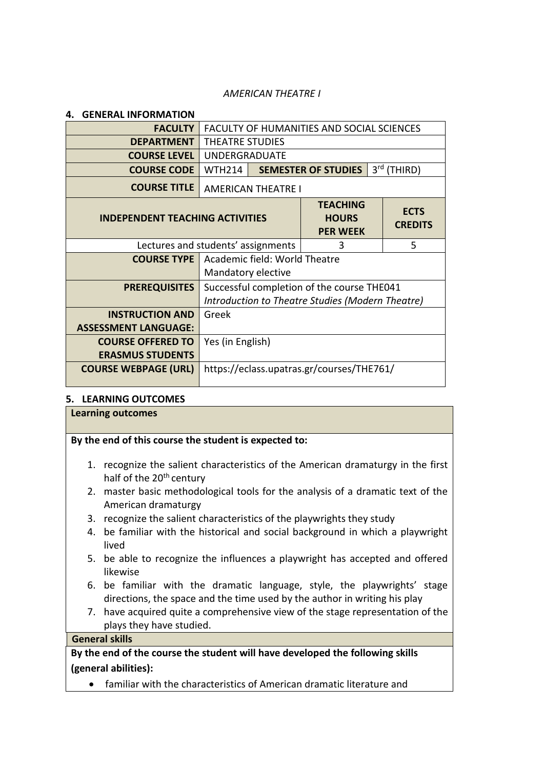*AMERICAN THEATRE I*

## 4. GENERAL INFORMATION

| **FACULTY** | FACULTY OF HUMANITIES AND SOCIAL SCIENCES | | |
|---|---|---|---|
| **DEPARTMENT** | THEATRE STUDIES | | |
| **COURSE LEVEL** | UNDERGRADUATE | | |
| **COURSE CODE** | WTH214 | **SEMESTER OF STUDIES** | 3rd (THIRD) |
| **COURSE TITLE** | AMERICAN THEATRE I | | |
| **INDEPENDENT TEACHING ACTIVITIES** | | **TEACHING HOURS PER WEEK** | **ECTS CREDITS** |
| Lectures and students' assignments | | 3 | 5 |
| **COURSE TYPE** | Academic field: World Theatre<br>Mandatory elective | | |
| **PREREQUISITES** | Successful completion of the course THE041 *Introduction to Theatre Studies (Modern Theatre)* | | |
| **INSTRUCTION AND ASSESSMENT LANGUAGE:** | Greek | | |
| **COURSE OFFERED TO ERASMUS STUDENTS** | Yes (in English) | | |
| **COURSE WEBPAGE (URL)** | https://eclass.upatras.gr/courses/THE761/ | | |

## 5. LEARNING OUTCOMES

**Learning outcomes**

**By the end of this course the student is expected to:**

1. recognize the salient characteristics of the American dramaturgy in the first half of the 20th century
2. master basic methodological tools for the analysis of a dramatic text of the American dramaturgy
3. recognize the salient characteristics of the playwrights they study
4. be familiar with the historical and social background in which a playwright lived
5. be able to recognize the influences a playwright has accepted and offered likewise
6. be familiar with the dramatic language, style, the playwrights' stage directions, the space and the time used by the author in writing his play
7. have acquired quite a comprehensive view of the stage representation of the plays they have studied.

**General skills**

**By the end of the course the student will have developed the following skills (general abilities):**

- familiar with the characteristics of American dramatic literature and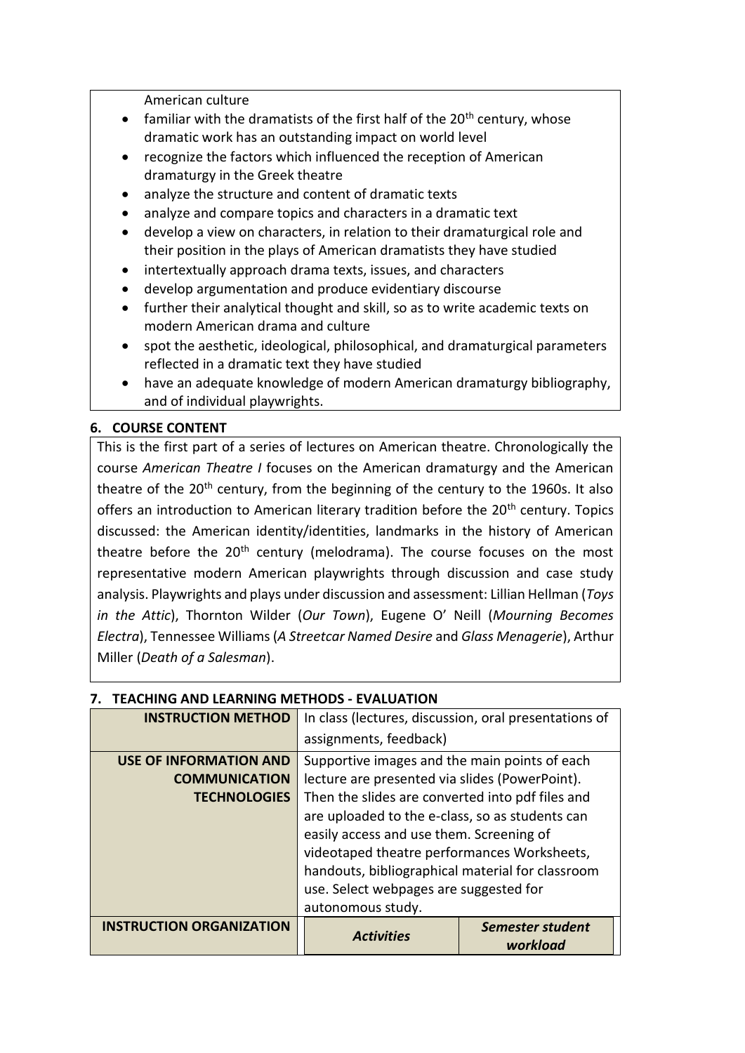American culture

- familiar with the dramatists of the first half of the 20th century, whose dramatic work has an outstanding impact on world level
- recognize the factors which influenced the reception of American dramaturgy in the Greek theatre
- analyze the structure and content of dramatic texts
- analyze and compare topics and characters in a dramatic text
- develop a view on characters, in relation to their dramaturgical role and their position in the plays of American dramatists they have studied
- intertextually approach drama texts, issues, and characters
- develop argumentation and produce evidentiary discourse
- further their analytical thought and skill, so as to write academic texts on modern American drama and culture
- spot the aesthetic, ideological, philosophical, and dramaturgical parameters reflected in a dramatic text they have studied
- have an adequate knowledge of modern American dramaturgy bibliography, and of individual playwrights.

## 6. COURSE CONTENT

This is the first part of a series of lectures on American theatre. Chronologically the course *American Theatre I* focuses on the American dramaturgy and the American theatre of the 20th century, from the beginning of the century to the 1960s. It also offers an introduction to American literary tradition before the 20th century. Topics discussed: the American identity/identities, landmarks in the history of American theatre before the 20th century (melodrama). The course focuses on the most representative modern American playwrights through discussion and case study analysis. Playwrights and plays under discussion and assessment: Lillian Hellman (*Toys in the Attic*), Thornton Wilder (*Our Town*), Eugene O' Neill (*Mourning Becomes Electra*), Tennessee Williams (*A Streetcar Named Desire* and *Glass Menagerie*), Arthur Miller (*Death of a Salesman*).

## 7. TEACHING AND LEARNING METHODS - EVALUATION

| | | |
|---|---|---|
| **INSTRUCTION METHOD** | In class (lectures, discussion, oral presentations of assignments, feedback) | |
| **USE OF INFORMATION AND COMMUNICATION TECHNOLOGIES** | Supportive images and the main points of each lecture are presented via slides (PowerPoint). Then the slides are converted into pdf files and are uploaded to the e-class, so as students can easily access and use them. Screening of videotaped theatre performances Worksheets, handouts, bibliographical material for classroom use. Select webpages are suggested for autonomous study. | |
| **INSTRUCTION ORGANIZATION** | ***Activities*** | ***Semester student workload*** |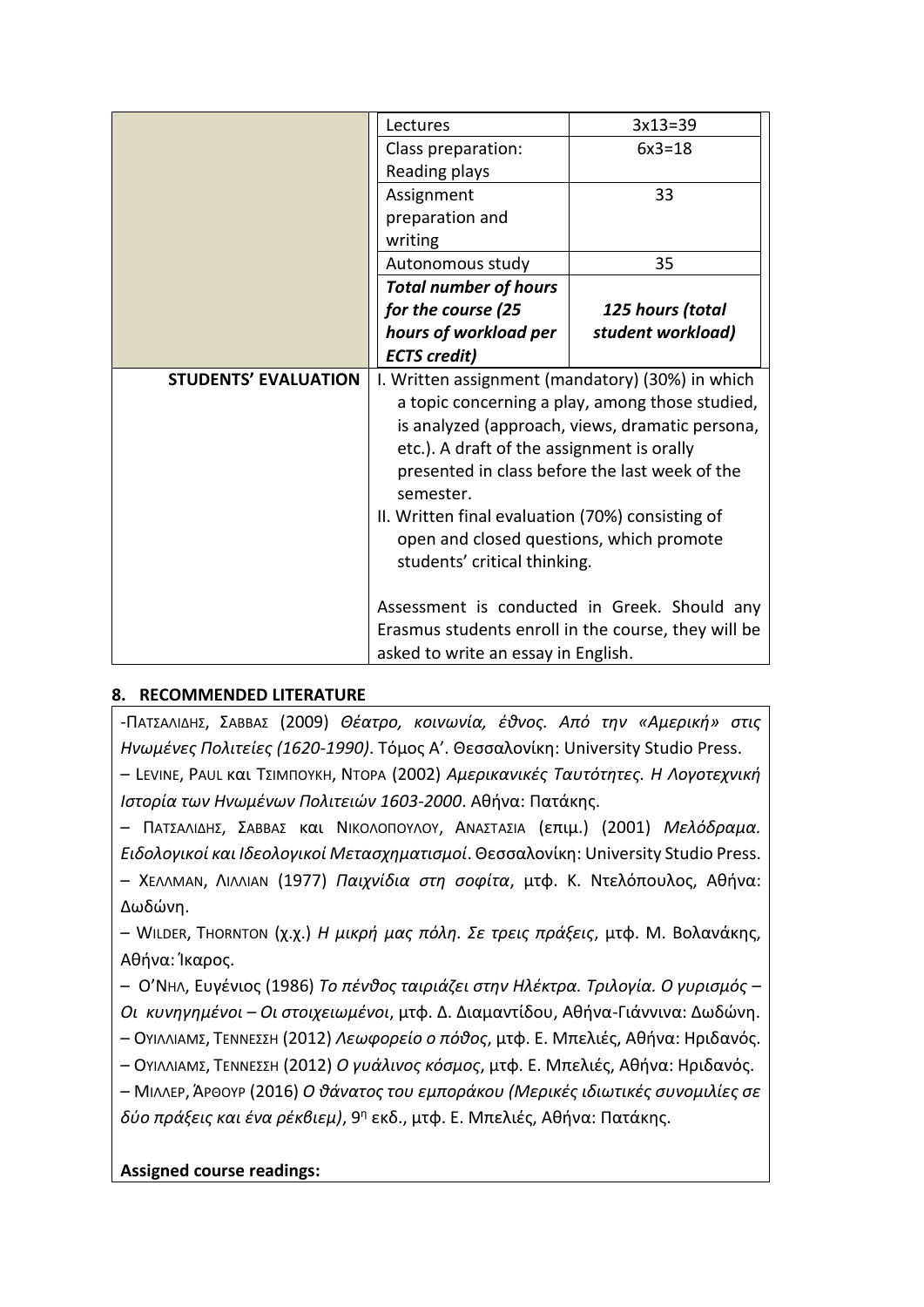| | | |
|---|---|---|
| | Lectures | 3x13=39 |
| | Class preparation: Reading plays | 6x3=18 |
| | Assignment preparation and writing | 33 |
| | Autonomous study | 35 |
| | ***Total number of hours for the course (25 hours of workload per ECTS credit)*** | ***125 hours (total student workload)*** |
| **STUDENTS' EVALUATION** | I. Written assignment (mandatory) (30%) in which a topic concerning a play, among those studied, is analyzed (approach, views, dramatic persona, etc.). A draft of the assignment is orally presented in class before the last week of the semester.<br>II. Written final evaluation (70%) consisting of open and closed questions, which promote students' critical thinking.<br><br>Assessment is conducted in Greek. Should any Erasmus students enroll in the course, they will be asked to write an essay in English. | |

## 8. RECOMMENDED LITERATURE

-Πατσαλίδης, Σαββας (2009) *Θέατρο, κοινωνία, έθνος. Από την «Αμερική» στις Ηνωμένες Πολιτείες (1620-1990)*. Τόμος Α'. Θεσσαλονίκη: University Studio Press.

– Levine, Paul και Τσιμπουκη, Ντορα (2002) *Αμερικανικές Ταυτότητες. Η Λογοτεχνική Ιστορία των Ηνωμένων Πολιτειών 1603-2000*. Αθήνα: Πατάκης.

– Πατσαλιδης, Σαββας και Νικολοπουλου, Αναστασια (επιμ.) (2001) *Μελόδραμα. Ειδολογικοί και Ιδεολογικοί Μετασχηματισμοί*. Θεσσαλονίκη: University Studio Press.

– Χελλμαν, Λιλλιαν (1977) *Παιχνίδια στη σοφίτα*, μτφ. Κ. Ντελόπουλος, Αθήνα: Δωδώνη.

– Wilder, Thornton (χ.χ.) *Η μικρή μας πόλη. Σε τρεις πράξεις*, μτφ. Μ. Βολανάκης, Αθήνα: Ίκαρος.

– Ο'Νηλ, Ευγένιος (1986) *Το πένθος ταιριάζει στην Ηλέκτρα. Τριλογία. Ο γυρισμός – Οι κυνηγημένοι – Οι στοιχειωμένοι*, μτφ. Δ. Διαμαντίδου, Αθήνα-Γιάννινα: Δωδώνη.

– Ουιλλιαμς, Τεννεσση (2012) *Λεωφορείο ο πόθος*, μτφ. Ε. Μπελιές, Αθήνα: Ηριδανός.

– Ουιλλιαμς, Τεννεσση (2012) *Ο γυάλινος κόσμος*, μτφ. Ε. Μπελιές, Αθήνα: Ηριδανός.

– Μιλλερ, Άρθουρ (2016) *Ο θάνατος του εμποράκου (Μερικές ιδιωτικές συνομιλίες σε δύο πράξεις και ένα ρέκβιεμ)*, 9η εκδ., μτφ. Ε. Μπελιές, Αθήνα: Πατάκης.

**Assigned course readings:**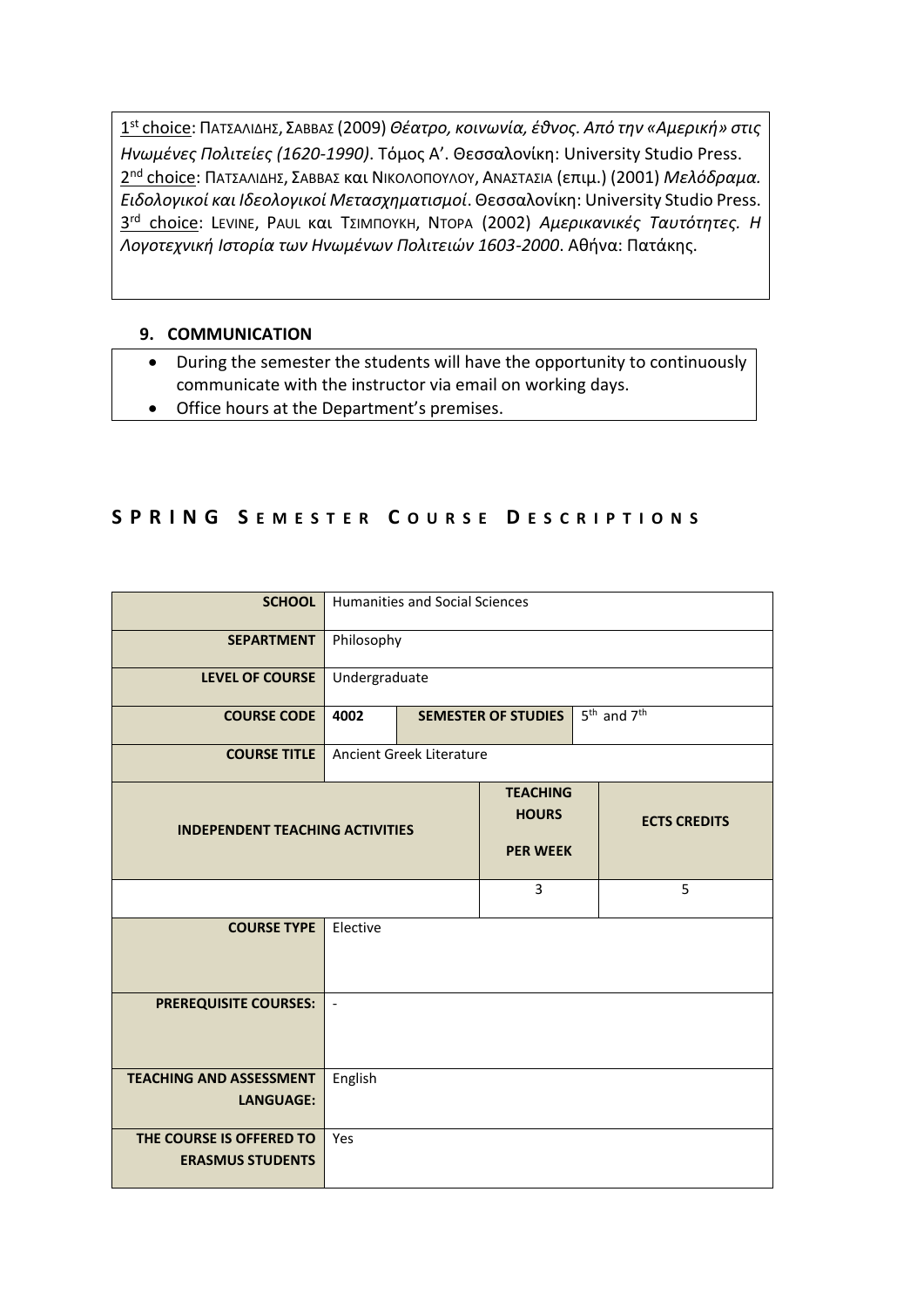1st choice: Πατσαλίδης, Σάββας (2009) *Θέατρο, κοινωνία, έθνος. Από την «Αμερική» στις Ηνωμένες Πολιτείες (1620-1990)*. Τόμος Α'. Θεσσαλονίκη: University Studio Press.
2nd choice: Πατσαλίδης, Σάββας και Νικολοπούλου, Αναστασία (επιμ.) (2001) *Μελόδραμα. Ειδολογικοί και Ιδεολογικοί Μετασχηματισμοί*. Θεσσαλονίκη: University Studio Press.
3rd choice: Levine, Paul και Τσιμπούκη, Ντόρα (2002) *Αμερικανικές Ταυτότητες. Η Λογοτεχνική Ιστορία των Ηνωμένων Πολιτειών 1603-2000*. Αθήνα: Πατάκης.

### 9. COMMUNICATION

- During the semester the students will have the opportunity to continuously communicate with the instructor via email on working days.
- Office hours at the Department's premises.

## SPRING Semester Course Descriptions

| **SCHOOL** | Humanities and Social Sciences | | |
|---|---|---|---|
| **SEPARTMENT** | Philosophy | | |
| **LEVEL OF COURSE** | Undergraduate | | |
| **COURSE CODE** | **4002** | **SEMESTER OF STUDIES** | 5th and 7th |
| **COURSE TITLE** | Ancient Greek Literature | | |
| **INDEPENDENT TEACHING ACTIVITIES** | | **TEACHING HOURS PER WEEK** | **ECTS CREDITS** |
| | | 3 | 5 |
| **COURSE TYPE** | Elective | | |
| **PREREQUISITE COURSES:** | - | | |
| **TEACHING AND ASSESSMENT LANGUAGE:** | English | | |
| **THE COURSE IS OFFERED TO ERASMUS STUDENTS** | Yes | | |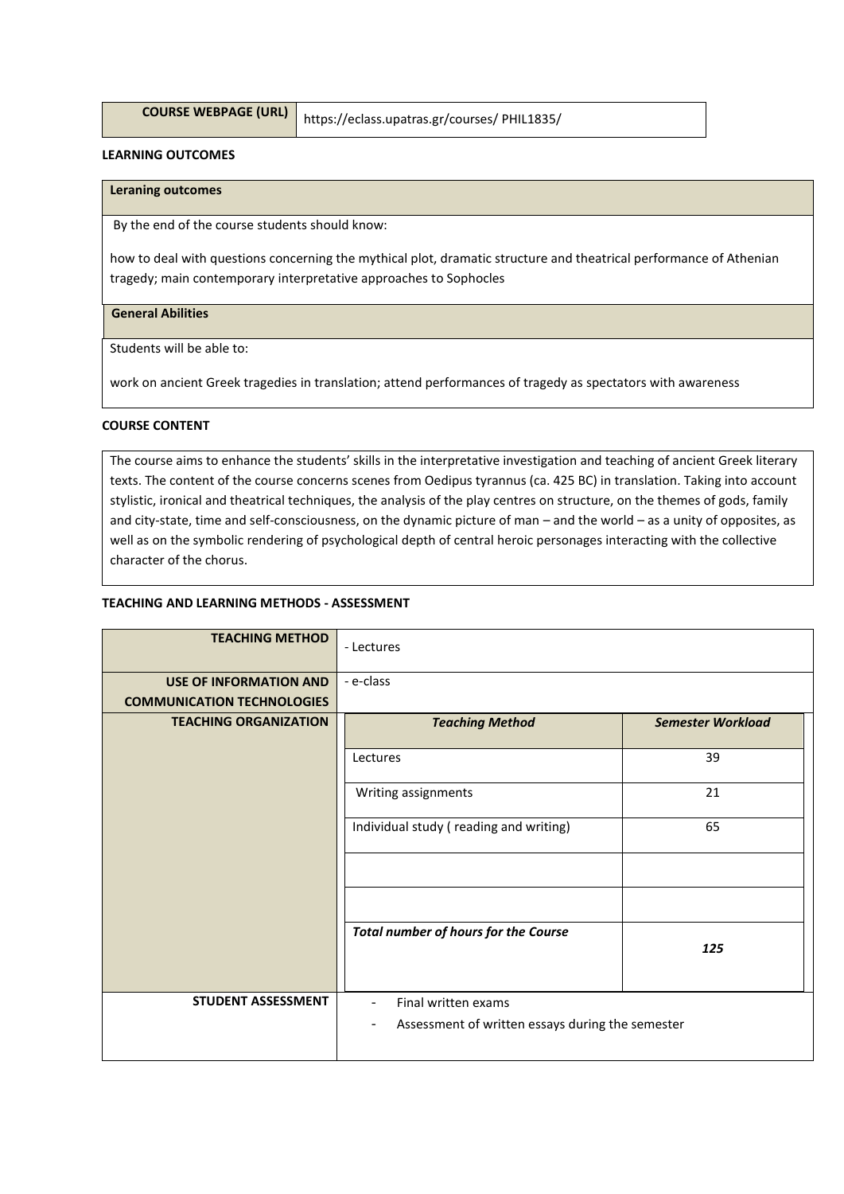| COURSE WEBPAGE (URL) | https://eclass.upatras.gr/courses/ PHIL1835/ |
|---|---|

**LEARNING OUTCOMES**

| Leraning outcomes |
|---|
| By the end of the course students should know: how to deal with questions concerning the mythical plot, dramatic structure and theatrical performance of Athenian tragedy; main contemporary interpretative approaches to Sophocles |
| **General Abilities** |
| Students will be able to: work on ancient Greek tragedies in translation; attend performances of tragedy as spectators with awareness |

**COURSE CONTENT**

The course aims to enhance the students' skills in the interpretative investigation and teaching of ancient Greek literary texts. The content of the course concerns scenes from Oedipus tyrannus (ca. 425 BC) in translation. Taking into account stylistic, ironical and theatrical techniques, the analysis of the play centres on structure, on the themes of gods, family and city-state, time and self-consciousness, on the dynamic picture of man – and the world – as a unity of opposites, as well as on the symbolic rendering of psychological depth of central heroic personages interacting with the collective character of the chorus.

**TEACHING AND LEARNING METHODS - ASSESSMENT**

| | | |
|---|---|---|
| **TEACHING METHOD** | - Lectures | |
| **USE OF INFORMATION AND COMMUNICATION TECHNOLOGIES** | - e-class | |
| **TEACHING ORGANIZATION** | ***Teaching Method*** | ***Semester Workload*** |
| | Lectures | 39 |
| | Writing assignments | 21 |
| | Individual study ( reading and writing) | 65 |
| | | |
| | | |
| | ***Total number of hours for the Course*** | ***125*** |
| **STUDENT ASSESSMENT** | - Final written exams<br>- Assessment of written essays during the semester | |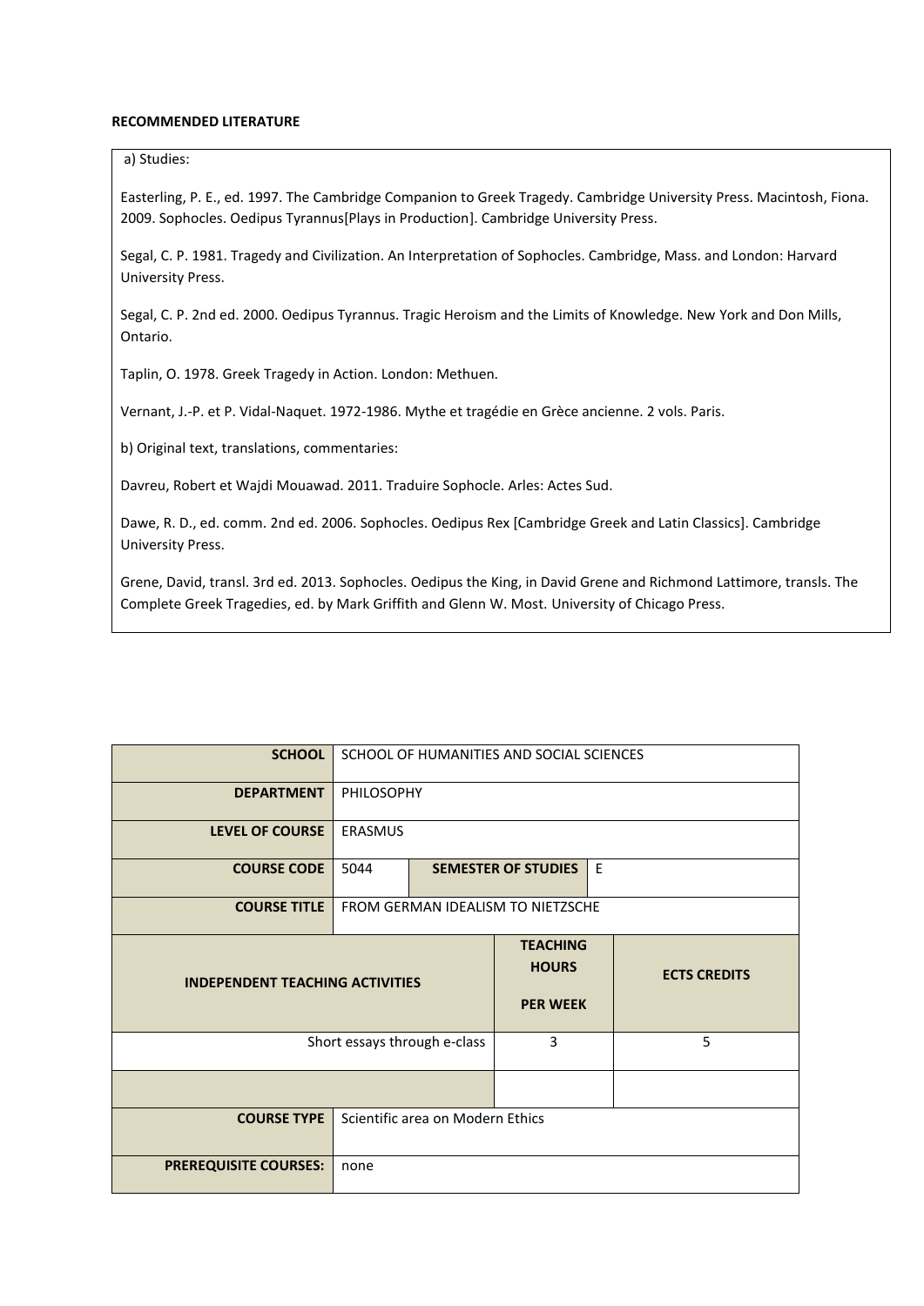**RECOMMENDED LITERATURE**

a) Studies:

Easterling, P. E., ed. 1997. The Cambridge Companion to Greek Tragedy. Cambridge University Press. Macintosh, Fiona. 2009. Sophocles. Oedipus Tyrannus[Plays in Production]. Cambridge University Press.

Segal, C. P. 1981. Tragedy and Civilization. An Interpretation of Sophocles. Cambridge, Mass. and London: Harvard University Press.

Segal, C. P. 2nd ed. 2000. Oedipus Tyrannus. Tragic Heroism and the Limits of Knowledge. New York and Don Mills, Ontario.

Taplin, O. 1978. Greek Tragedy in Action. London: Methuen.

Vernant, J.-P. et P. Vidal-Naquet. 1972-1986. Mythe et tragédie en Grèce ancienne. 2 vols. Paris.

b) Original text, translations, commentaries:

Davreu, Robert et Wajdi Mouawad. 2011. Traduire Sophocle. Arles: Actes Sud.

Dawe, R. D., ed. comm. 2nd ed. 2006. Sophocles. Oedipus Rex [Cambridge Greek and Latin Classics]. Cambridge University Press.

Grene, David, transl. 3rd ed. 2013. Sophocles. Oedipus the King, in David Grene and Richmond Lattimore, transls. The Complete Greek Tragedies, ed. by Mark Griffith and Glenn W. Most. University of Chicago Press.

| | | | |
|---|---|---|---|
| **SCHOOL** | SCHOOL OF HUMANITIES AND SOCIAL SCIENCES | | |
| **DEPARTMENT** | PHILOSOPHY | | |
| **LEVEL OF COURSE** | ERASMUS | | |
| **COURSE CODE** | 5044 | **SEMESTER OF STUDIES** | E |
| **COURSE TITLE** | FROM GERMAN IDEALISM TO NIETZSCHE | | |

| **INDEPENDENT TEACHING ACTIVITIES** | **TEACHING HOURS PER WEEK** | **ECTS CREDITS** |
|---|---|---|
| Short essays through e-class | 3 | 5 |
| | | |

| | |
|---|---|
| **COURSE TYPE** | Scientific area on Modern Ethics |
| **PREREQUISITE COURSES:** | none |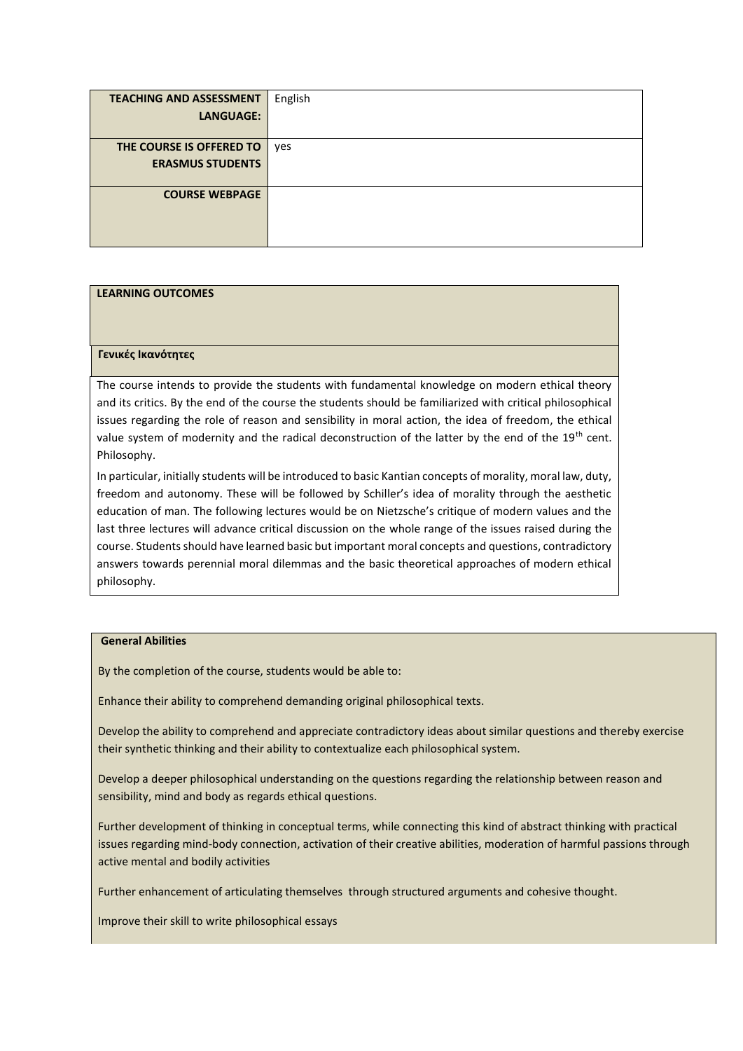| | |
|---|---|
| **TEACHING AND ASSESSMENT LANGUAGE:** | English |
| **THE COURSE IS OFFERED TO ERASMUS STUDENTS** | yes |
| **COURSE WEBPAGE** | |

**LEARNING OUTCOMES**

**Γενικές Ικανότητες**

The course intends to provide the students with fundamental knowledge on modern ethical theory and its critics. By the end of the course the students should be familiarized with critical philosophical issues regarding the role of reason and sensibility in moral action, the idea of freedom, the ethical value system of modernity and the radical deconstruction of the latter by the end of the 19th cent. Philosophy.

In particular, initially students will be introduced to basic Kantian concepts of morality, moral law, duty, freedom and autonomy. These will be followed by Schiller's idea of morality through the aesthetic education of man. The following lectures would be on Nietzsche's critique of modern values and the last three lectures will advance critical discussion on the whole range of the issues raised during the course. Students should have learned basic but important moral concepts and questions, contradictory answers towards perennial moral dilemmas and the basic theoretical approaches of modern ethical philosophy.

**General Abilities**

By the completion of the course, students would be able to:

Enhance their ability to comprehend demanding original philosophical texts.

Develop the ability to comprehend and appreciate contradictory ideas about similar questions and thereby exercise their synthetic thinking and their ability to contextualize each philosophical system.

Develop a deeper philosophical understanding on the questions regarding the relationship between reason and sensibility, mind and body as regards ethical questions.

Further development of thinking in conceptual terms, while connecting this kind of abstract thinking with practical issues regarding mind-body connection, activation of their creative abilities, moderation of harmful passions through active mental and bodily activities

Further enhancement of articulating themselves through structured arguments and cohesive thought.

Improve their skill to write philosophical essays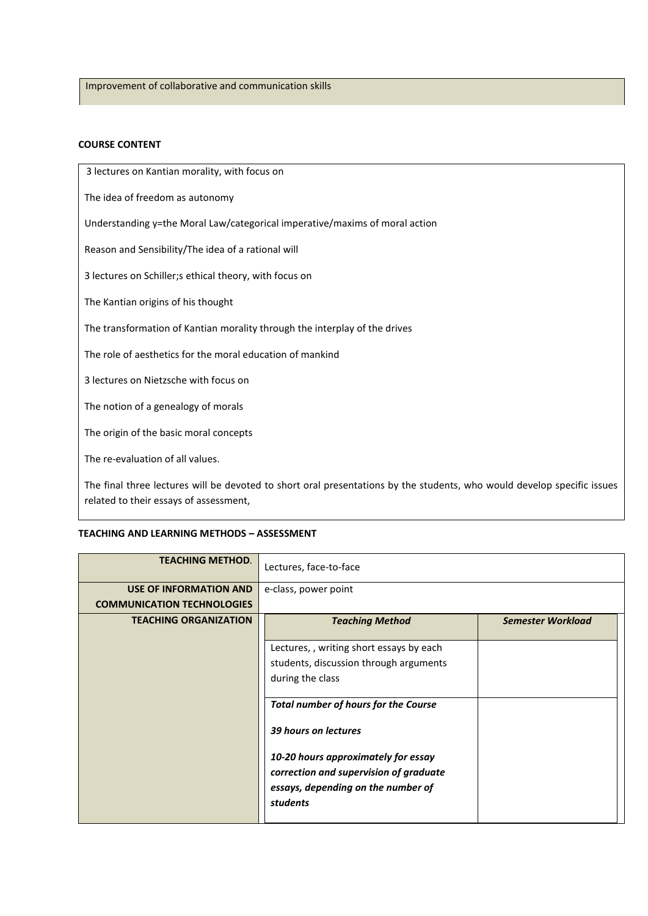Improvement of collaborative and communication skills

**COURSE CONTENT**

3 lectures on Kantian morality, with focus on

The idea of freedom as autonomy

Understanding y=the Moral Law/categorical imperative/maxims of moral action

Reason and Sensibility/The idea of a rational will

3 lectures on Schiller;s ethical theory, with focus on

The Kantian origins of his thought

The transformation of Kantian morality through the interplay of the drives

The role of aesthetics for the moral education of mankind

3 lectures on Nietzsche with focus on

The notion of a genealogy of morals

The origin of the basic moral concepts

The re-evaluation of all values.

The final three lectures will be devoted to short oral presentations by the students, who would develop specific issues related to their essays of assessment,

**TEACHING AND LEARNING METHODS – ASSESSMENT**

| | | |
|---|---|---|
| **TEACHING METHOD.** | Lectures, face-to-face | |
| **USE OF INFORMATION AND COMMUNICATION TECHNOLOGIES** | e-class, power point | |
| **TEACHING ORGANIZATION** | ***Teaching Method*** | ***Semester Workload*** |
| | Lectures, , writing short essays by each students, discussion through arguments during the class | |
| | ***Total number of hours for the Course***<br><br>***39 hours on lectures***<br><br>***10-20 hours approximately for essay correction and supervision of graduate essays, depending on the number of students*** | |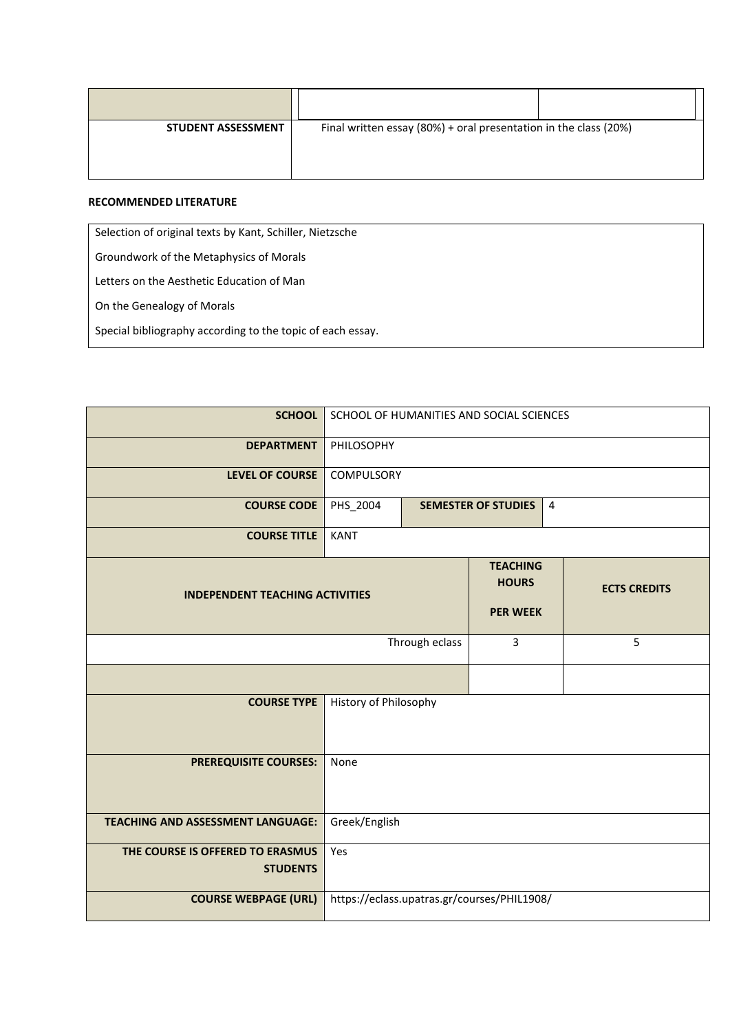| | | |
|---|---|---|
| **STUDENT ASSESSMENT** | Final written essay (80%) + oral presentation in the class (20%) | |

**RECOMMENDED LITERATURE**

| |
|---|
| Selection of original texts by Kant, Schiller, Nietzsche<br>Groundwork of the Metaphysics of Morals<br>Letters on the Aesthetic Education of Man<br>On the Genealogy of Morals<br>Special bibliography according to the topic of each essay. |

| | | | |
|---|---|---|---|
| **SCHOOL** | SCHOOL OF HUMANITIES AND SOCIAL SCIENCES | | |
| **DEPARTMENT** | PHILOSOPHY | | |
| **LEVEL OF COURSE** | COMPULSORY | | |
| **COURSE CODE** | PHS_2004 | **SEMESTER OF STUDIES** | 4 |
| **COURSE TITLE** | KANT | | |

| **INDEPENDENT TEACHING ACTIVITIES** | **TEACHING HOURS PER WEEK** | **ECTS CREDITS** |
|---|---|---|
| Through eclass | 3 | 5 |
| | | |

| | |
|---|---|
| **COURSE TYPE** | History of Philosophy |
| **PREREQUISITE COURSES:** | None |
| **TEACHING AND ASSESSMENT LANGUAGE:** | Greek/English |
| **THE COURSE IS OFFERED TO ERASMUS STUDENTS** | Yes |
| **COURSE WEBPAGE (URL)** | https://eclass.upatras.gr/courses/PHIL1908/ |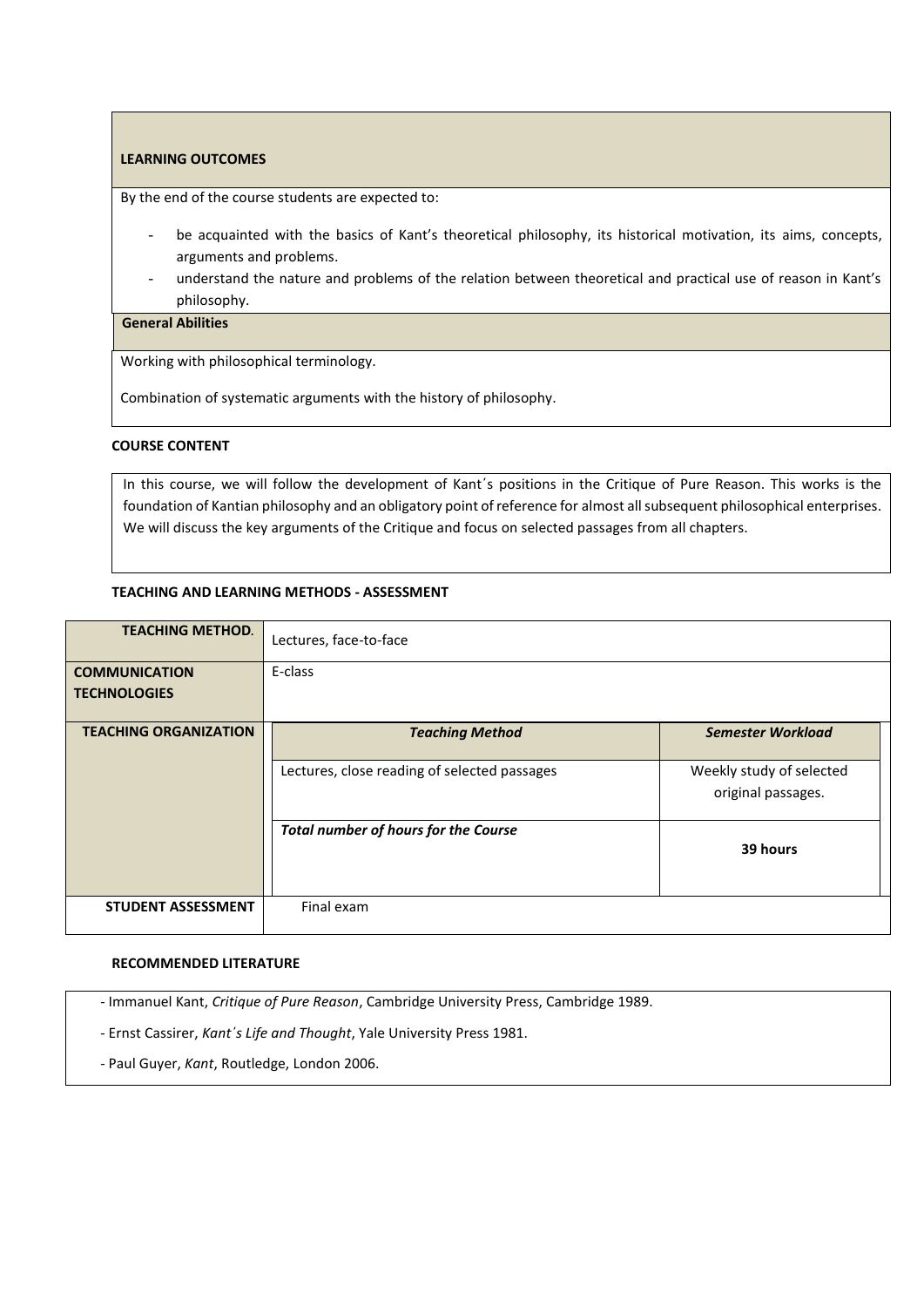### LEARNING OUTCOMES

By the end of the course students are expected to:

- be acquainted with the basics of Kant's theoretical philosophy, its historical motivation, its aims, concepts, arguments and problems.
- understand the nature and problems of the relation between theoretical and practical use of reason in Kant's philosophy.

**General Abilities**

Working with philosophical terminology.

Combination of systematic arguments with the history of philosophy.

### COURSE CONTENT

In this course, we will follow the development of Kant´s positions in the Critique of Pure Reason. This works is the foundation of Kantian philosophy and an obligatory point of reference for almost all subsequent philosophical enterprises. We will discuss the key arguments of the Critique and focus on selected passages from all chapters.

### TEACHING AND LEARNING METHODS - ASSESSMENT

| | | |
|---|---|---|
| **TEACHING METHOD.** | Lectures, face-to-face | |
| **COMMUNICATION TECHNOLOGIES** | E-class | |
| **TEACHING ORGANIZATION** | ***Teaching Method*** | ***Semester Workload*** |
| | Lectures, close reading of selected passages | Weekly study of selected original passages. |
| | ***Total number of hours for the Course*** | **39 hours** |
| **STUDENT ASSESSMENT** | Final exam | |

### RECOMMENDED LITERATURE

- Immanuel Kant, *Critique of Pure Reason*, Cambridge University Press, Cambridge 1989.
- Ernst Cassirer, *Kant´s Life and Thought*, Yale University Press 1981.
- Paul Guyer, *Kant*, Routledge, London 2006.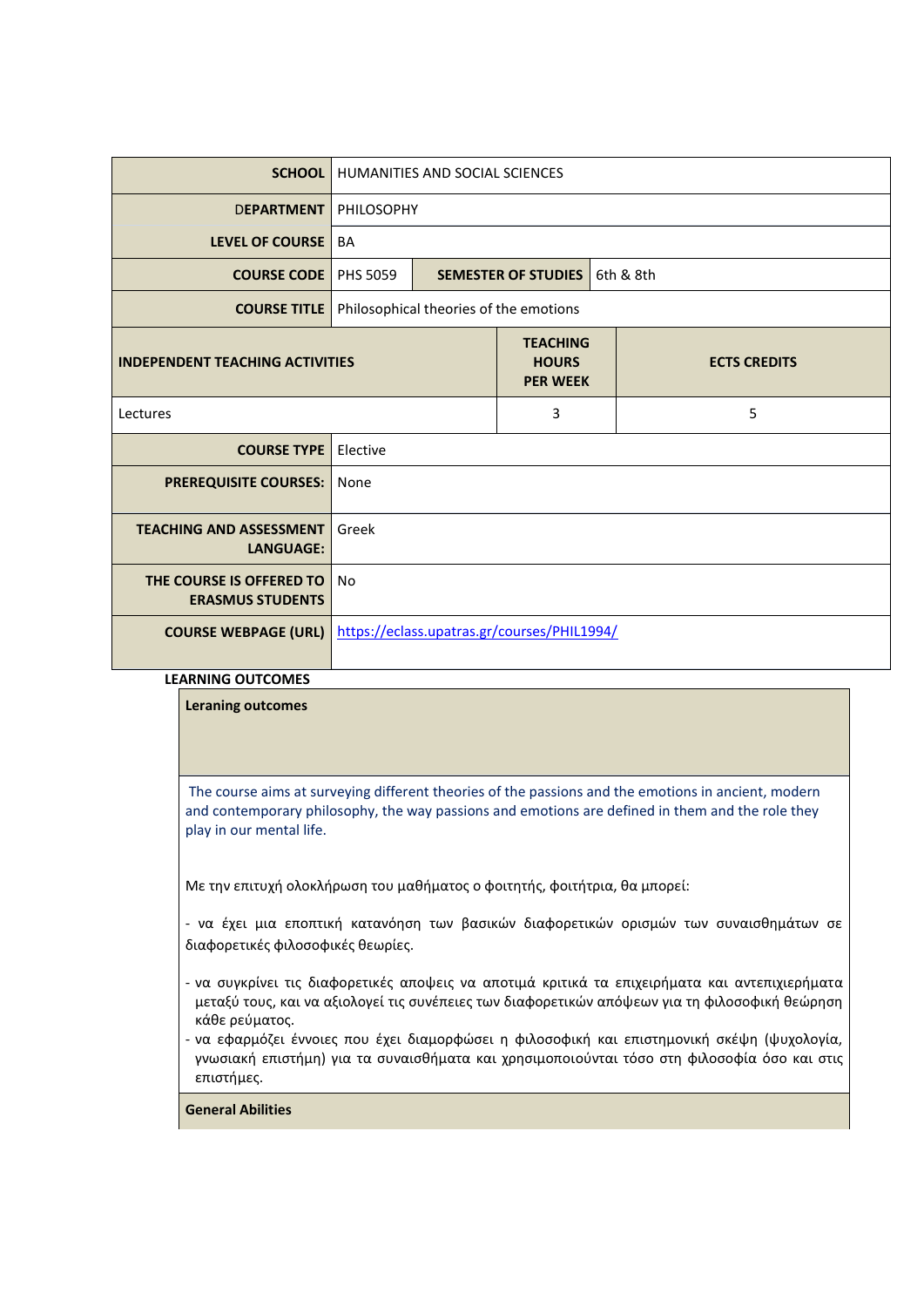| | | | |
|---|---|---|---|
| **SCHOOL** | HUMANITIES AND SOCIAL SCIENCES | | |
| **DEPARTMENT** | PHILOSOPHY | | |
| **LEVEL OF COURSE** | BA | | |
| **COURSE CODE** | PHS 5059 | **SEMESTER OF STUDIES** | 6th & 8th |
| **COURSE TITLE** | Philosophical theories of the emotions | | |

| INDEPENDENT TEACHING ACTIVITIES | TEACHING HOURS PER WEEK | ECTS CREDITS |
|---|---|---|
| Lectures | 3 | 5 |

| | |
|---|---|
| **COURSE TYPE** | Elective |
| **PREREQUISITE COURSES:** | None |
| **TEACHING AND ASSESSMENT LANGUAGE:** | Greek |
| **THE COURSE IS OFFERED TO ERASMUS STUDENTS** | No |
| **COURSE WEBPAGE (URL)** | https://eclass.upatras.gr/courses/PHIL1994/ |

**LEARNING OUTCOMES**

**Leraning outcomes**

The course aims at surveying different theories of the passions and the emotions in ancient, modern and contemporary philosophy, the way passions and emotions are defined in them and the role they play in our mental life.

Με την επιτυχή ολοκλήρωση του μαθήματος ο φοιτητής, φοιτήτρια, θα μπορεί:

- να έχει μια εποπτική κατανόηση των βασικών διαφορετικών ορισμών των συναισθημάτων σε διαφορετικές φιλοσοφικές θεωρίες.

- να συγκρίνει τις διαφορετικές αποψεις να αποτιμά κριτικά τα επιχειρήματα και αντεπιχειρήματα μεταξύ τους, και να αξιολογεί τις συνέπειες των διαφορετικών απόψεων για τη φιλοσοφική θεώρηση κάθε ρεύματος.
- να εφαρμόζει έννοιες που έχει διαμορφώσει η φιλοσοφική και επιστημονική σκέψη (ψυχολογία, γνωσιακή επιστήμη) για τα συναισθήματα και χρησιμοποιούνται τόσο στη φιλοσοφία όσο και στις επιστήμες.

**General Abilities**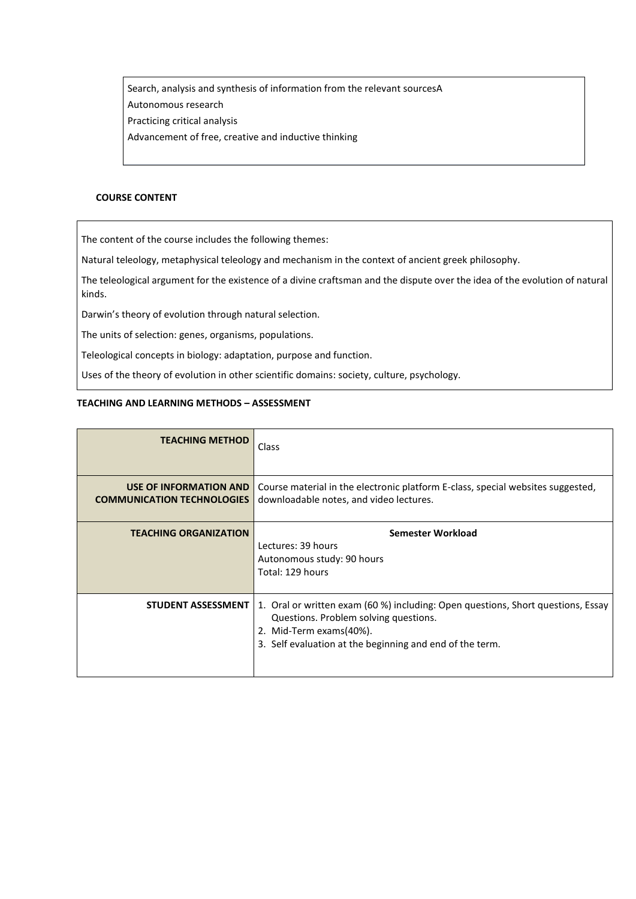Search, analysis and synthesis of information from the relevant sourcesA

Autonomous research

Practicing critical analysis

Advancement of free, creative and inductive thinking

**COURSE CONTENT**

The content of the course includes the following themes:

Natural teleology, metaphysical teleology and mechanism in the context of ancient greek philosophy.

The teleological argument for the existence of a divine craftsman and the dispute over the idea of the evolution of natural kinds.

Darwin's theory of evolution through natural selection.

The units of selection: genes, organisms, populations.

Teleological concepts in biology: adaptation, purpose and function.

Uses of the theory of evolution in other scientific domains: society, culture, psychology.

**TEACHING AND LEARNING METHODS – ASSESSMENT**

| | |
|---|---|
| **TEACHING METHOD** | Class |
| **USE OF INFORMATION AND COMMUNICATION TECHNOLOGIES** | Course material in the electronic platform E-class, special websites suggested, downloadable notes, and video lectures. |
| **TEACHING ORGANIZATION** | **Semester Workload**<br>Lectures: 39 hours<br>Autonomous study: 90 hours<br>Total: 129 hours |
| **STUDENT ASSESSMENT** | 1. Oral or written exam (60 %) including: Open questions, Short questions, Essay Questions. Problem solving questions.<br>2. Mid-Term exams(40%).<br>3. Self evaluation at the beginning and end of the term. |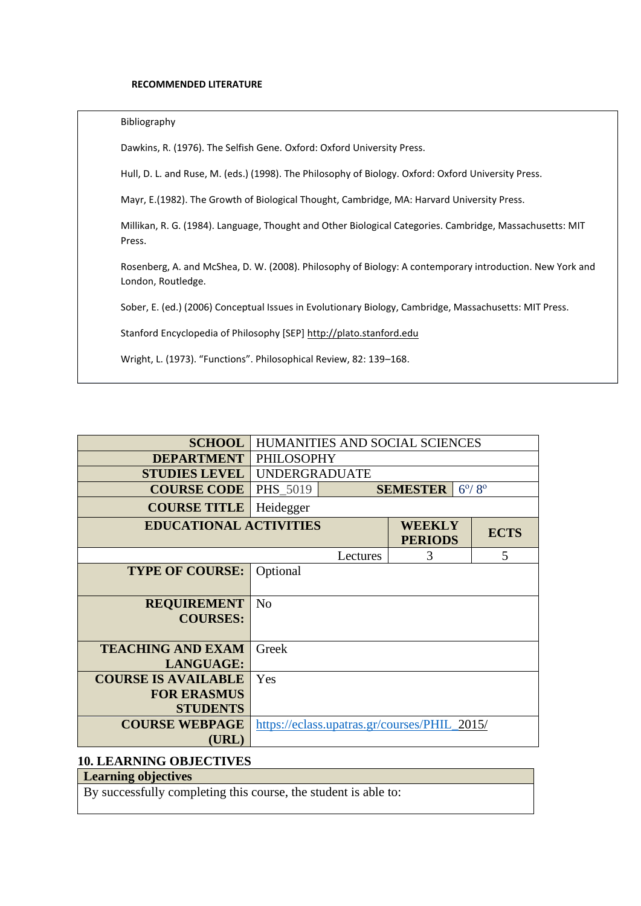**RECOMMENDED LITERATURE**

Bibliography

Dawkins, R. (1976). The Selfish Gene. Oxford: Oxford University Press.

Hull, D. L. and Ruse, M. (eds.) (1998). The Philosophy of Biology. Oxford: Oxford University Press.

Mayr, E.(1982). The Growth of Biological Thought, Cambridge, MA: Harvard University Press.

Millikan, R. G. (1984). Language, Thought and Other Biological Categories. Cambridge, Massachusetts: MIT Press.

Rosenberg, A. and McShea, D. W. (2008). Philosophy of Biology: A contemporary introduction. New York and London, Routledge.

Sober, E. (ed.) (2006) Conceptual Issues in Evolutionary Biology, Cambridge, Massachusetts: MIT Press.

Stanford Encyclopedia of Philosophy [SEP] http://plato.stanford.edu

Wright, L. (1973). "Functions". Philosophical Review, 82: 139–168.

| | | | |
|---|---|---|---|
| **SCHOOL** | HUMANITIES AND SOCIAL SCIENCES | | |
| **DEPARTMENT** | PHILOSOPHY | | |
| **STUDIES LEVEL** | UNDERGRADUATE | | |
| **COURSE CODE** | PHS_5019 | **SEMESTER** | 6º/ 8º |
| **COURSE TITLE** | Heidegger | | |
| **EDUCATIONAL ACTIVITIES** | | **WEEKLY PERIODS** | **ECTS** |
| | Lectures | 3 | 5 |
| **TYPE OF COURSE:** | Optional | | |
| **REQUIREMENT COURSES:** | No | | |
| **TEACHING AND EXAM LANGUAGE:** | Greek | | |
| **COURSE IS AVAILABLE FOR ERASMUS STUDENTS** | Yes | | |
| **COURSE WEBPAGE (URL)** | https://eclass.upatras.gr/courses/PHIL_2015/ | | |

## 10. LEARNING OBJECTIVES

| **Learning objectives** |
|---|
| By successfully completing this course, the student is able to: |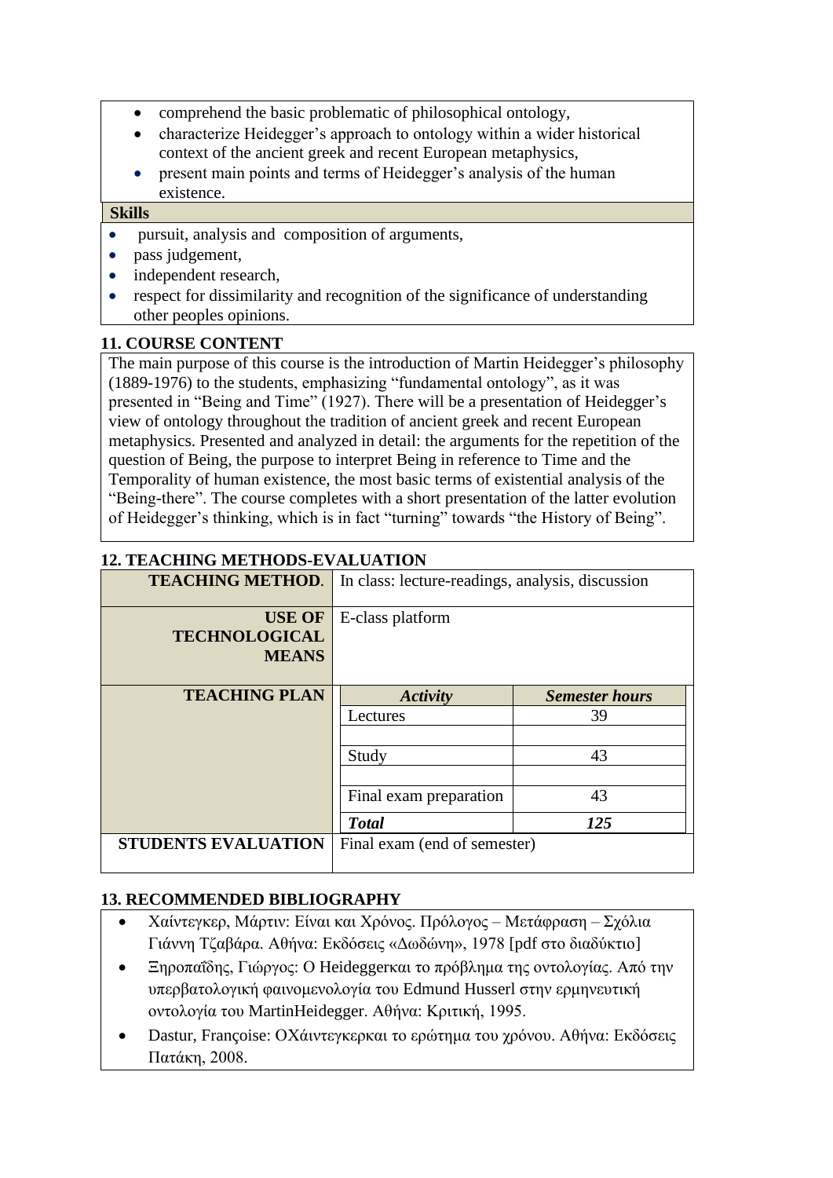- comprehend the basic problematic of philosophical ontology,
- characterize Heidegger's approach to ontology within a wider historical context of the ancient greek and recent European metaphysics,
- present main points and terms of Heidegger's analysis of the human existence.

**Skills**

- pursuit, analysis and composition of arguments,
- pass judgement,
- independent research,
- respect for dissimilarity and recognition of the significance of understanding other peoples opinions.

## 11. COURSE CONTENT

The main purpose of this course is the introduction of Martin Heidegger's philosophy (1889-1976) to the students, emphasizing "fundamental ontology", as it was presented in "Being and Time" (1927). There will be a presentation of Heidegger's view of ontology throughout the tradition of ancient greek and recent European metaphysics. Presented and analyzed in detail: the arguments for the repetition of the question of Being, the purpose to interpret Being in reference to Time and the Temporality of human existence, the most basic terms of existential analysis of the "Being-there". The course completes with a short presentation of the latter evolution of Heidegger's thinking, which is in fact "turning" towards "the History of Being".

## 12. TEACHING METHODS-EVALUATION

| | | |
|---|---|---|
| **TEACHING METHOD.** | In class: lecture-readings, analysis, discussion | |
| **USE OF TECHNOLOGICAL MEANS** | E-class platform | |
| **TEACHING PLAN** | ***Activity*** | ***Semester hours*** |
| | Lectures | 39 |
| | | |
| | Study | 43 |
| | | |
| | Final exam preparation | 43 |
| | ***Total*** | ***125*** |
| **STUDENTS EVALUATION** | Final exam (end of semester) | |

## 13. RECOMMENDED BIBLIOGRAPHY

- Χάιντεγκερ, Μάρτιν: Είναι και Χρόνος. Πρόλογος – Μετάφραση – Σχόλια Γιάννη Τζαβάρα. Αθήνα: Εκδόσεις «Δωδώνη», 1978 [pdf στο διαδύκτιο]
- Ξηροπαΐδης, Γιώργος: Ο Heideggerκαι το πρόβλημα της οντολογίας. Από την υπερβατολογική φαινομενολογία του Edmund Husserl στην ερμηνευτική οντολογία του MartinHeidegger. Αθήνα: Κριτική, 1995.
- Dastur, Françoise: ΟΧάιντεγκερκαι το ερώτημα του χρόνου. Αθήνα: Εκδόσεις Πατάκη, 2008.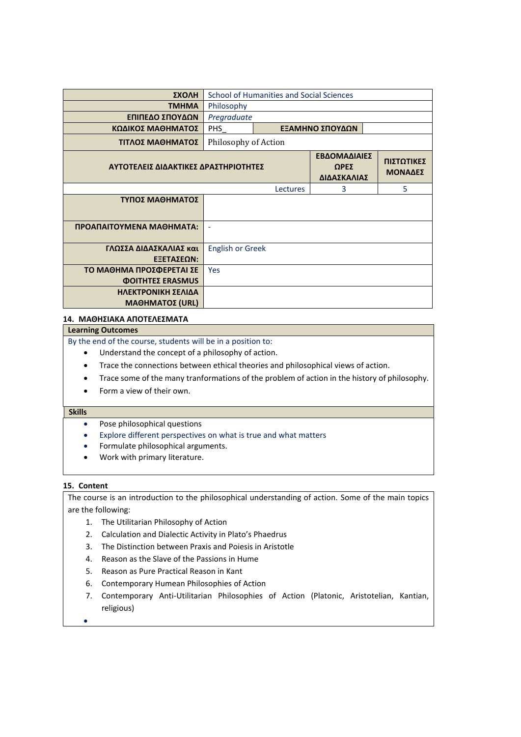| ΣΧΟΛΗ | School of Humanities and Social Sciences | | | |
|---|---|---|---|---|
| ΤΜΗΜΑ | Philosophy | | | |
| ΕΠΙΠΕΔΟ ΣΠΟΥΔΩΝ | *Pregraduate* | | | |
| ΚΩΔΙΚΟΣ ΜΑΘΗΜΑΤΟΣ | PHS_ | ΕΞΑΜΗΝΟ ΣΠΟΥΔΩΝ | | |
| ΤΙΤΛΟΣ ΜΑΘΗΜΑΤΟΣ | Philosophy of Action | | | |
| ΑΥΤΟΤΕΛΕΙΣ ΔΙΔΑΚΤΙΚΕΣ ΔΡΑΣΤΗΡΙΟΤΗΤΕΣ | | | ΕΒΔΟΜΑΔΙΑΙΕΣ ΩΡΕΣ ΔΙΔΑΣΚΑΛΙΑΣ | ΠΙΣΤΩΤΙΚΕΣ ΜΟΝΑΔΕΣ |
| | | Lectures | 3 | 5 |
| ΤΥΠΟΣ ΜΑΘΗΜΑΤΟΣ | | | | |
| ΠΡΟΑΠΑΙΤΟΥΜΕΝΑ ΜΑΘΗΜΑΤΑ: | - | | | |
| ΓΛΩΣΣΑ ΔΙΔΑΣΚΑΛΙΑΣ και ΕΞΕΤΑΣΕΩΝ: | English or Greek | | | |
| ΤΟ ΜΑΘΗΜΑ ΠΡΟΣΦΕΡΕΤΑΙ ΣΕ ΦΟΙΤΗΤΕΣ ERASMUS | Yes | | | |
| ΗΛΕΚΤΡΟΝΙΚΗ ΣΕΛΙΔΑ ΜΑΘΗΜΑΤΟΣ (URL) | | | | |

### 14. ΜΑΘΗΣΙΑΚΑ ΑΠΟΤΕΛΕΣΜΑΤΑ

**Learning Outcomes**

By the end of the course, students will be in a position to:

- Understand the concept of a philosophy of action.
- Trace the connections between ethical theories and philosophical views of action.
- Trace some of the many tranformations of the problem of action in the history of philosophy.
- Form a view of their own.

**Skills**

- Pose philosophical questions
- Explore different perspectives on what is true and what matters
- Formulate philosophical arguments.
- Work with primary literature.

### 15. Content

The course is an introduction to the philosophical understanding of action. Some of the main topics are the following:

1. The Utilitarian Philosophy of Action
2. Calculation and Dialectic Activity in Plato's Phaedrus
3. The Distinction between Praxis and Poiesis in Aristotle
4. Reason as the Slave of the Passions in Hume
5. Reason as Pure Practical Reason in Kant
6. Contemporary Humean Philosophies of Action
7. Contemporary Anti-Utilitarian Philosophies of Action (Platonic, Aristotelian, Kantian, religious)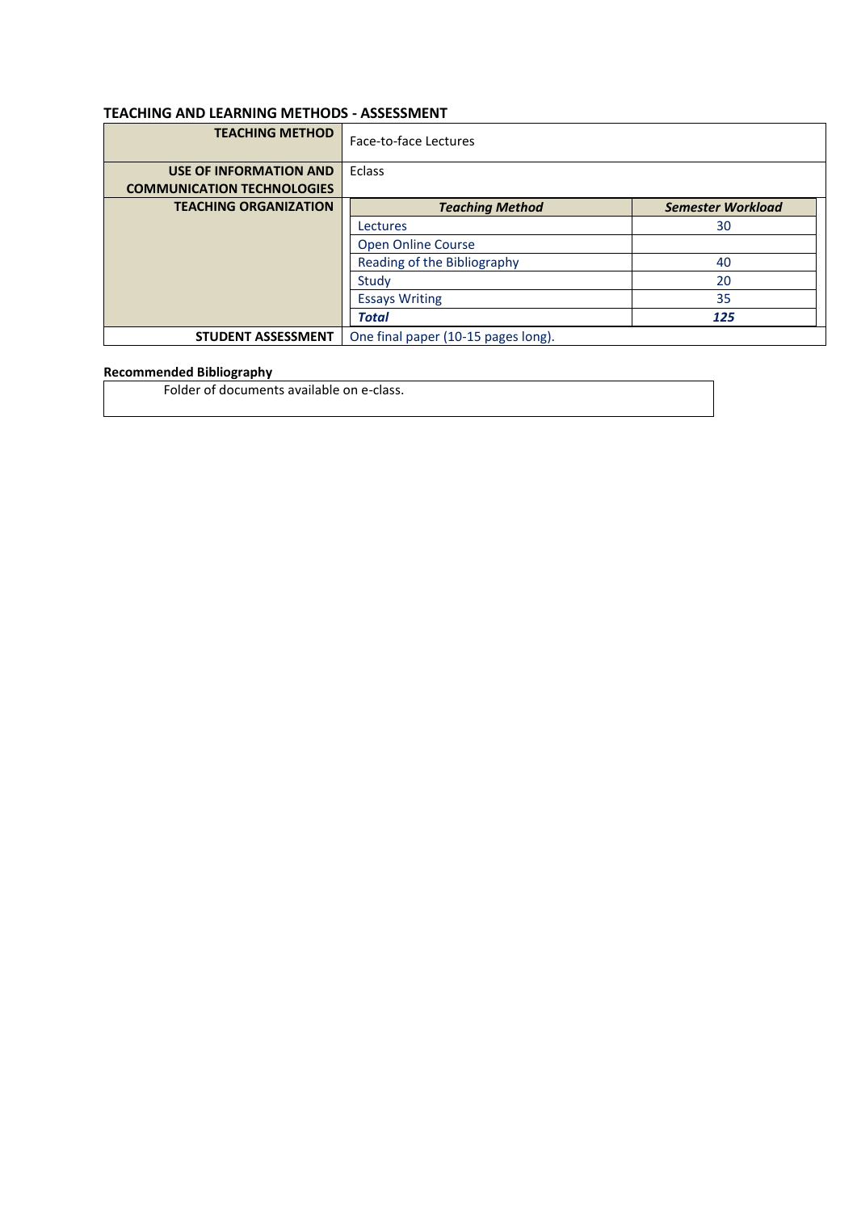### TEACHING AND LEARNING METHODS - ASSESSMENT

| | | |
|---|---|---|
| **TEACHING METHOD** | Face-to-face Lectures | |
| **USE OF INFORMATION AND COMMUNICATION TECHNOLOGIES** | Eclass | |
| **TEACHING ORGANIZATION** | ***Teaching Method*** | ***Semester Workload*** |
| | Lectures | 30 |
| | Open Online Course | |
| | Reading of the Bibliography | 40 |
| | Study | 20 |
| | Essays Writing | 35 |
| | ***Total*** | ***125*** |
| **STUDENT ASSESSMENT** | One final paper (10-15 pages long). | |

**Recommended Bibliography**

Folder of documents available on e-class.